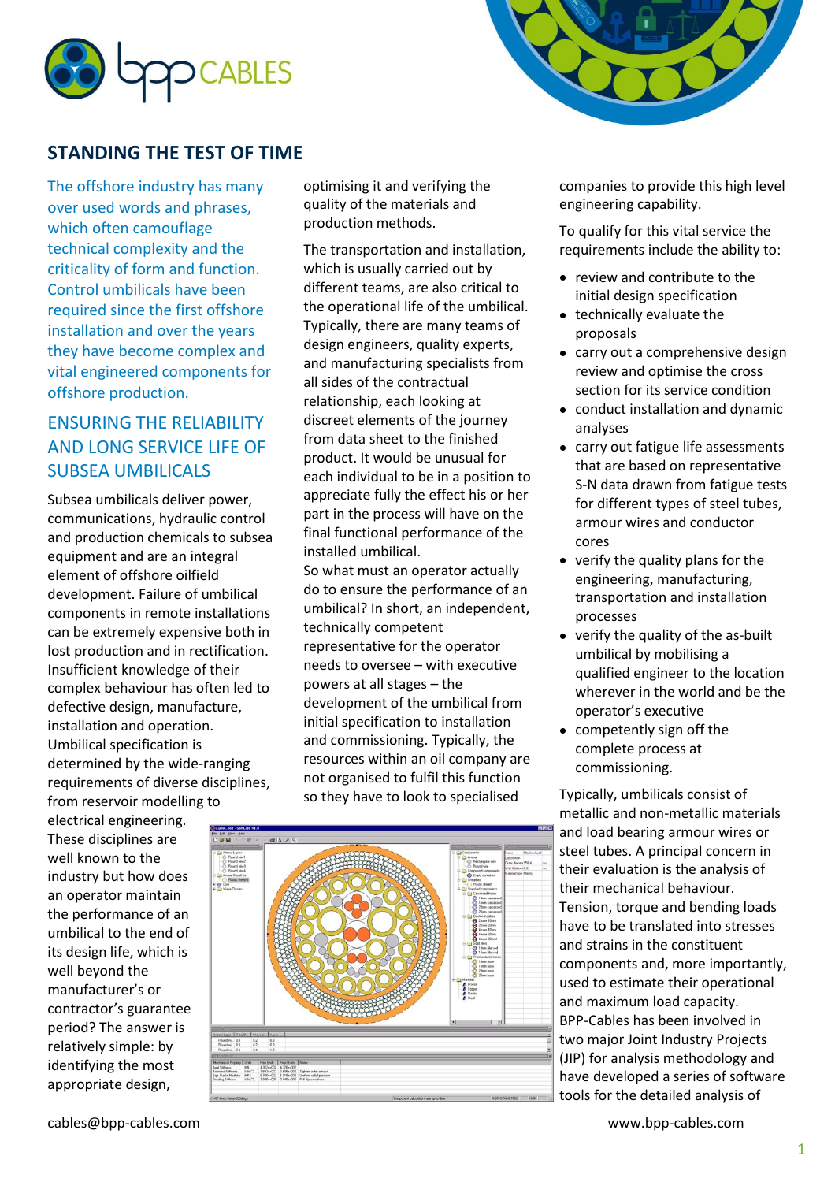# STANDING THE TEST OF TIME

The offshore industry has many over used words and phrases, which often camouflage technical complexity and the criticality of form and function. Control umbilicals have been required since the first offshore installation and over the years they have become complex and vital engineered components for offshore production.

## ENSURING THE RELIABILITY AND LONG SERVICE LIFE OF SUBSEA UMBILICALS

Subsea umbilicals deliver power, communications, hydraulic control and production chemicals to subsea equipment and are an integral element of offshore oilfield development. Failure of umbilical components in remote installations can be extremely expensive both in lost production and in rectification. Insufficient knowledge of their complex behaviour has often led to defective design, manufacture, installation and operation.
Umbilical specification is determined by the wide-ranging requirements of diverse disciplines, from reservoir modelling to electrical engineering.
These disciplines are well known to the industry but how does an operator maintain the performance of an umbilical to the end of its design life, which is well beyond the manufacturer's or contractor's guarantee period? The answer is relatively simple: by identifying the most appropriate design, optimising it and verifying the quality of the materials and production methods.

The transportation and installation, which is usually carried out by different teams, are also critical to the operational life of the umbilical. Typically, there are many teams of design engineers, quality experts, and manufacturing specialists from all sides of the contractual relationship, each looking at discreet elements of the journey from data sheet to the finished product. It would be unusual for each individual to be in a position to appreciate fully the effect his or her part in the process will have on the final functional performance of the installed umbilical.
So what must an operator actually do to ensure the performance of an umbilical? In short, an independent, technically competent representative for the operator needs to oversee – with executive powers at all stages – the development of the umbilical from initial specification to installation and commissioning. Typically, the resources within an oil company are not organised to fulfil this function so they have to look to specialised companies to provide this high level engineering capability.

To qualify for this vital service the requirements include the ability to:

- review and contribute to the initial design specification
- technically evaluate the proposals
- carry out a comprehensive design review and optimise the cross section for its service condition
- conduct installation and dynamic analyses
- carry out fatigue life assessments that are based on representative S-N data drawn from fatigue tests for different types of steel tubes, armour wires and conductor cores
- verify the quality plans for the engineering, manufacturing, transportation and installation processes
- verify the quality of the as-built umbilical by mobilising a qualified engineer to the location wherever in the world and be the operator's executive
- competently sign off the complete process at commissioning.

Typically, umbilicals consist of metallic and non-metallic materials and load bearing armour wires or steel tubes. A principal concern in their evaluation is the analysis of their mechanical behaviour. Tension, torque and bending loads have to be translated into stresses and strains in the constituent components and, more importantly, used to estimate their operational and maximum load capacity. BPP-Cables has been involved in two major Joint Industry Projects (JIP) for analysis methodology and have developed a series of software tools for the detailed analysis of

cables@bpp-cables.com

www.bpp-cables.com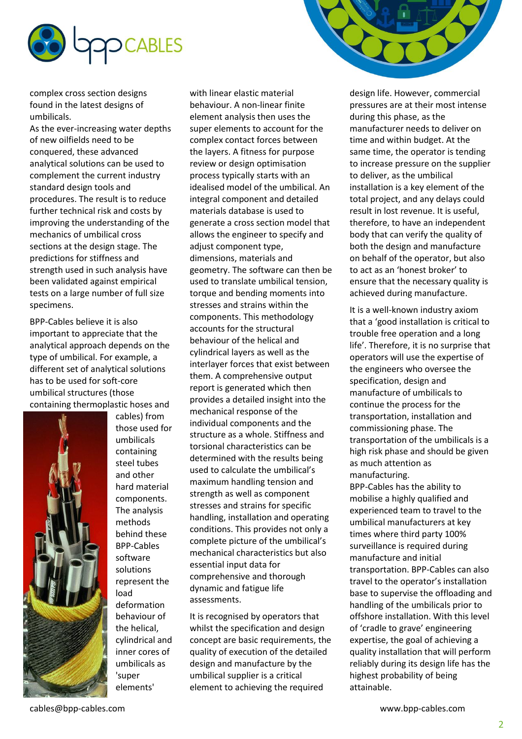complex cross section designs found in the latest designs of umbilicals.
As the ever-increasing water depths of new oilfields need to be conquered, these advanced analytical solutions can be used to complement the current industry standard design tools and procedures. The result is to reduce further technical risk and costs by improving the understanding of the mechanics of umbilical cross sections at the design stage. The predictions for stiffness and strength used in such analysis have been validated against empirical tests on a large number of full size specimens.

BPP-Cables believe it is also important to appreciate that the analytical approach depends on the type of umbilical. For example, a different set of analytical solutions has to be used for soft-core umbilical structures (those containing thermoplastic hoses and cables) from those used for umbilicals containing steel tubes and other hard material components. The analysis methods behind these BPP-Cables software solutions represent the load deformation behaviour of the helical, cylindrical and inner cores of umbilicals as 'super elements' with linear elastic material behaviour. A non-linear finite element analysis then uses the super elements to account for the complex contact forces between the layers. A fitness for purpose review or design optimisation process typically starts with an idealised model of the umbilical. An integral component and detailed materials database is used to generate a cross section model that allows the engineer to specify and adjust component type, dimensions, materials and geometry. The software can then be used to translate umbilical tension, torque and bending moments into stresses and strains within the components. This methodology accounts for the structural behaviour of the helical and cylindrical layers as well as the interlayer forces that exist between them. A comprehensive output report is generated which then provides a detailed insight into the mechanical response of the individual components and the structure as a whole. Stiffness and torsional characteristics can be determined with the results being used to calculate the umbilical's maximum handling tension and strength as well as component stresses and strains for specific handling, installation and operating conditions. This provides not only a complete picture of the umbilical's mechanical characteristics but also essential input data for comprehensive and thorough dynamic and fatigue life assessments.

It is recognised by operators that whilst the specification and design concept are basic requirements, the quality of execution of the detailed design and manufacture by the umbilical supplier is a critical element to achieving the required design life. However, commercial pressures are at their most intense during this phase, as the manufacturer needs to deliver on time and within budget. At the same time, the operator is tending to increase pressure on the supplier to deliver, as the umbilical installation is a key element of the total project, and any delays could result in lost revenue. It is useful, therefore, to have an independent body that can verify the quality of both the design and manufacture on behalf of the operator, but also to act as an 'honest broker' to ensure that the necessary quality is achieved during manufacture.

It is a well-known industry axiom that a 'good installation is critical to trouble free operation and a long life'. Therefore, it is no surprise that operators will use the expertise of the engineers who oversee the specification, design and manufacture of umbilicals to continue the process for the transportation, installation and commissioning phase. The transportation of the umbilicals is a high risk phase and should be given as much attention as manufacturing.
BPP-Cables has the ability to mobilise a highly qualified and experienced team to travel to the umbilical manufacturers at key times where third party 100% surveillance is required during manufacture and initial transportation. BPP-Cables can also travel to the operator's installation base to supervise the offloading and handling of the umbilicals prior to offshore installation. With this level of 'cradle to grave' engineering expertise, the goal of achieving a quality installation that will perform reliably during its design life has the highest probability of being attainable.

cables@bpp-cables.com

www.bpp-cables.com